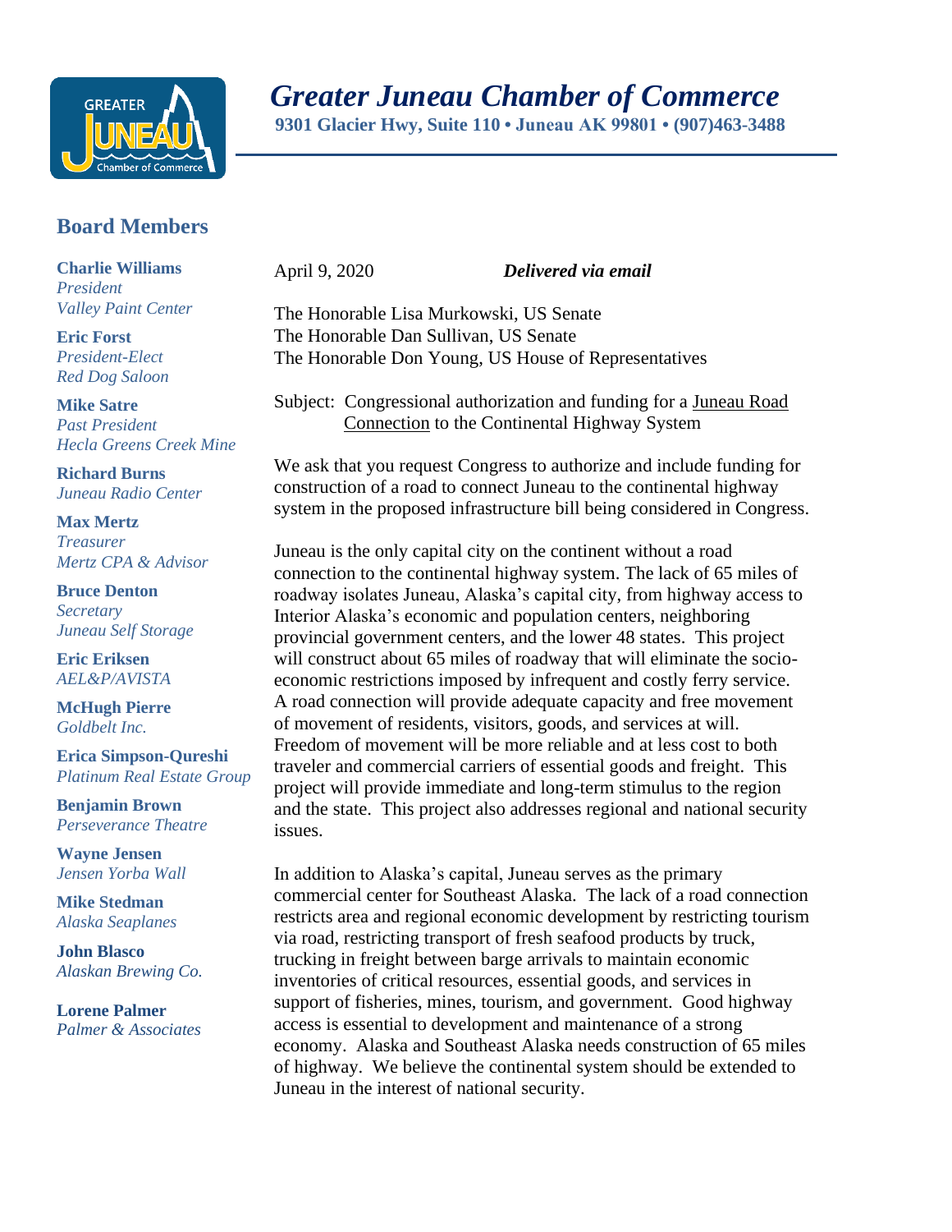# *Greater Juneau Chamber of Commerce*

**9301 Glacier Hwy, Suite 110 • Juneau AK 99801 • (907)463-3488**

## Board Members

**Charlie Williams**
*President*
*Valley Paint Center*

**Eric Forst**
*President-Elect*
*Red Dog Saloon*

**Mike Satre**
*Past President*
*Hecla Greens Creek Mine*

**Richard Burns**
*Juneau Radio Center*

**Max Mertz**
*Treasurer*
*Mertz CPA & Advisor*

**Bruce Denton**
*Secretary*
*Juneau Self Storage*

**Eric Eriksen**
*AEL&P/AVISTA*

**McHugh Pierre**
*Goldbelt Inc.*

**Erica Simpson-Qureshi**
*Platinum Real Estate Group*

**Benjamin Brown**
*Perseverance Theatre*

**Wayne Jensen**
*Jensen Yorba Wall*

**Mike Stedman**
*Alaska Seaplanes*

**John Blasco**
*Alaskan Brewing Co.*

**Lorene Palmer**
*Palmer & Associates*

---

April 9, 2020 ***Delivered via email***

The Honorable Lisa Murkowski, US Senate
The Honorable Dan Sullivan, US Senate
The Honorable Don Young, US House of Representatives

Subject: Congressional authorization and funding for a Juneau Road Connection to the Continental Highway System

We ask that you request Congress to authorize and include funding for construction of a road to connect Juneau to the continental highway system in the proposed infrastructure bill being considered in Congress.

Juneau is the only capital city on the continent without a road connection to the continental highway system. The lack of 65 miles of roadway isolates Juneau, Alaska's capital city, from highway access to Interior Alaska's economic and population centers, neighboring provincial government centers, and the lower 48 states. This project will construct about 65 miles of roadway that will eliminate the socio-economic restrictions imposed by infrequent and costly ferry service. A road connection will provide adequate capacity and free movement of movement of residents, visitors, goods, and services at will. Freedom of movement will be more reliable and at less cost to both traveler and commercial carriers of essential goods and freight. This project will provide immediate and long-term stimulus to the region and the state. This project also addresses regional and national security issues.

In addition to Alaska's capital, Juneau serves as the primary commercial center for Southeast Alaska. The lack of a road connection restricts area and regional economic development by restricting tourism via road, restricting transport of fresh seafood products by truck, trucking in freight between barge arrivals to maintain economic inventories of critical resources, essential goods, and services in support of fisheries, mines, tourism, and government. Good highway access is essential to development and maintenance of a strong economy. Alaska and Southeast Alaska needs construction of 65 miles of highway. We believe the continental system should be extended to Juneau in the interest of national security.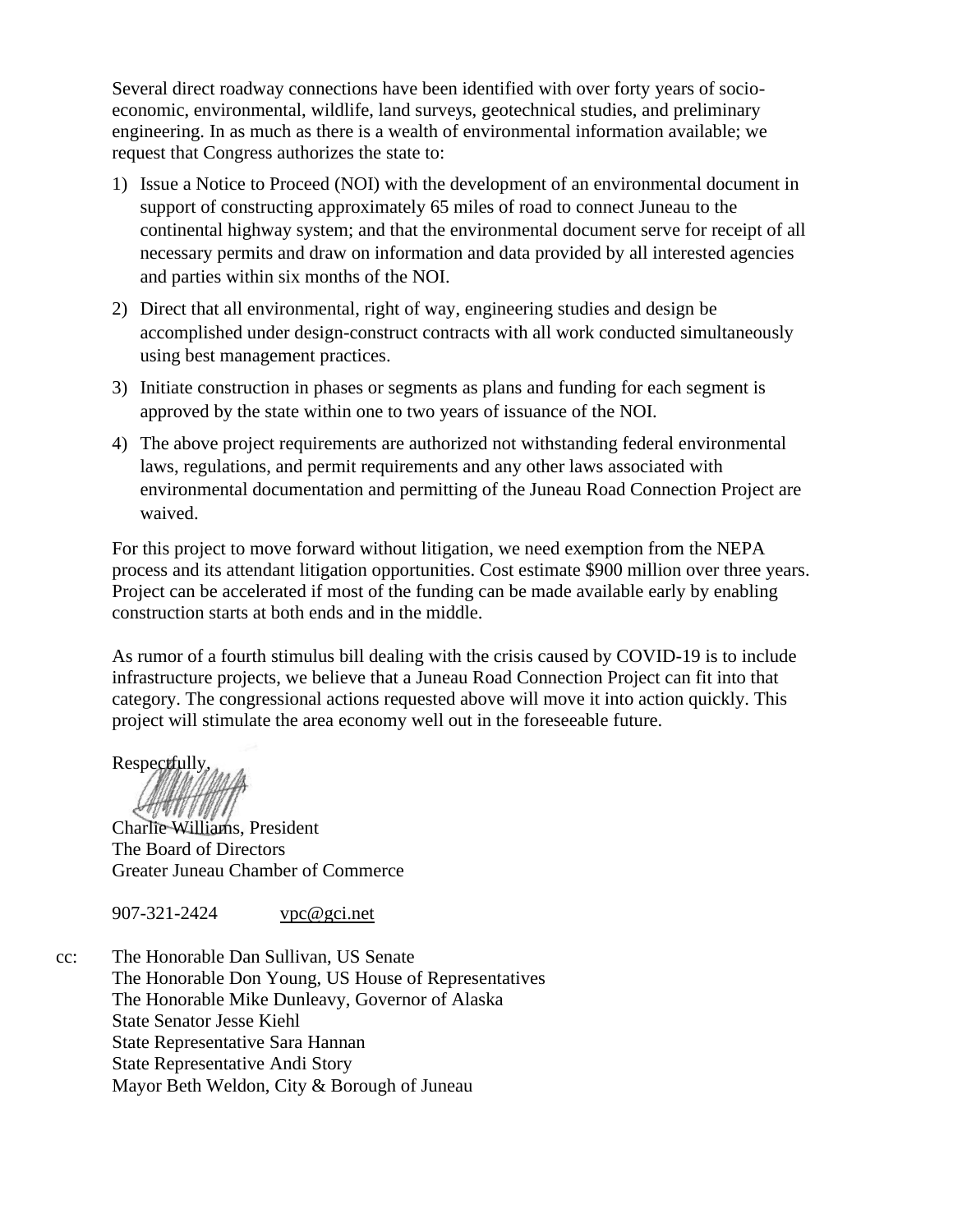Several direct roadway connections have been identified with over forty years of socio-economic, environmental, wildlife, land surveys, geotechnical studies, and preliminary engineering. In as much as there is a wealth of environmental information available; we request that Congress authorizes the state to:

1) Issue a Notice to Proceed (NOI) with the development of an environmental document in support of constructing approximately 65 miles of road to connect Juneau to the continental highway system; and that the environmental document serve for receipt of all necessary permits and draw on information and data provided by all interested agencies and parties within six months of the NOI.
2) Direct that all environmental, right of way, engineering studies and design be accomplished under design-construct contracts with all work conducted simultaneously using best management practices.
3) Initiate construction in phases or segments as plans and funding for each segment is approved by the state within one to two years of issuance of the NOI.
4) The above project requirements are authorized not withstanding federal environmental laws, regulations, and permit requirements and any other laws associated with environmental documentation and permitting of the Juneau Road Connection Project are waived.

For this project to move forward without litigation, we need exemption from the NEPA process and its attendant litigation opportunities. Cost estimate $900 million over three years. Project can be accelerated if most of the funding can be made available early by enabling construction starts at both ends and in the middle.

As rumor of a fourth stimulus bill dealing with the crisis caused by COVID-19 is to include infrastructure projects, we believe that a Juneau Road Connection Project can fit into that category. The congressional actions requested above will move it into action quickly. This project will stimulate the area economy well out in the foreseeable future.

Respectfully,

Charlie Williams, President
The Board of Directors
Greater Juneau Chamber of Commerce

907-321-2424 vpc@gci.net

cc: The Honorable Dan Sullivan, US Senate
The Honorable Don Young, US House of Representatives
The Honorable Mike Dunleavy, Governor of Alaska
State Senator Jesse Kiehl
State Representative Sara Hannan
State Representative Andi Story
Mayor Beth Weldon, City & Borough of Juneau